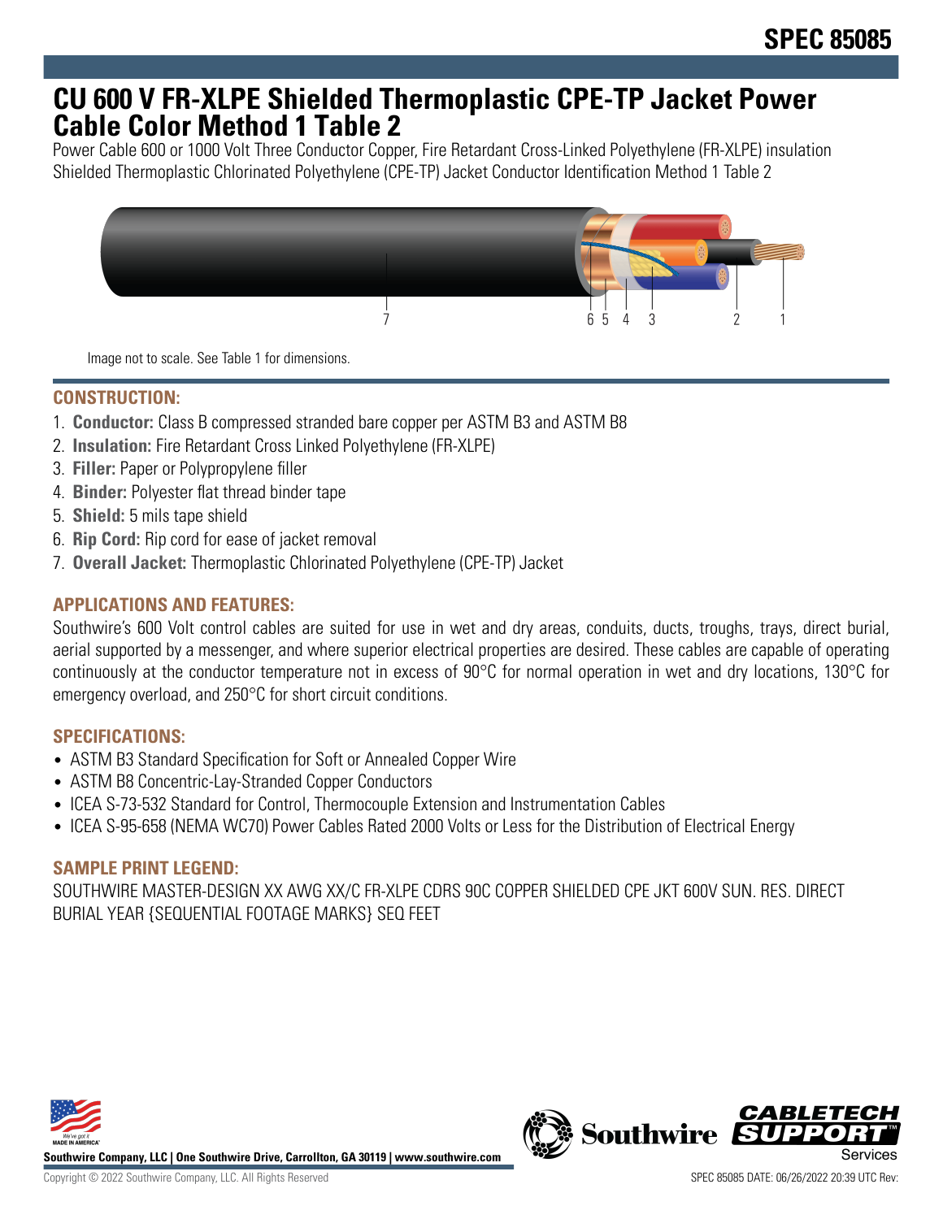# CU 600 V FR-XLPE Shielded Thermoplastic CPE-TP Jacket Power Cable Color Method 1 Table 2

Power Cable 600 or 1000 Volt Three Conductor Copper, Fire Retardant Cross-Linked Polyethylene (FR-XLPE) insulation Shielded Thermoplastic Chlorinated Polyethylene (CPE-TP) Jacket Conductor Identification Method 1 Table 2

Image not to scale. See Table 1 for dimensions.

## CONSTRUCTION:

1. **Conductor:** Class B compressed stranded bare copper per ASTM B3 and ASTM B8
2. **Insulation:** Fire Retardant Cross Linked Polyethylene (FR-XLPE)
3. **Filler:** Paper or Polypropylene filler
4. **Binder:** Polyester flat thread binder tape
5. **Shield:** 5 mils tape shield
6. **Rip Cord:** Rip cord for ease of jacket removal
7. **Overall Jacket:** Thermoplastic Chlorinated Polyethylene (CPE-TP) Jacket

## APPLICATIONS AND FEATURES:

Southwire's 600 Volt control cables are suited for use in wet and dry areas, conduits, ducts, troughs, trays, direct burial, aerial supported by a messenger, and where superior electrical properties are desired. These cables are capable of operating continuously at the conductor temperature not in excess of 90°C for normal operation in wet and dry locations, 130°C for emergency overload, and 250°C for short circuit conditions.

## SPECIFICATIONS:

- ASTM B3 Standard Specification for Soft or Annealed Copper Wire
- ASTM B8 Concentric-Lay-Stranded Copper Conductors
- ICEA S-73-532 Standard for Control, Thermocouple Extension and Instrumentation Cables
- ICEA S-95-658 (NEMA WC70) Power Cables Rated 2000 Volts or Less for the Distribution of Electrical Energy

## SAMPLE PRINT LEGEND:

SOUTHWIRE MASTER-DESIGN XX AWG XX/C FR-XLPE CDRS 90C COPPER SHIELDED CPE JKT 600V SUN. RES. DIRECT BURIAL YEAR {SEQUENTIAL FOOTAGE MARKS} SEQ FEET

Southwire Company, LLC | One Southwire Drive, Carrollton, GA 30119 | www.southwire.com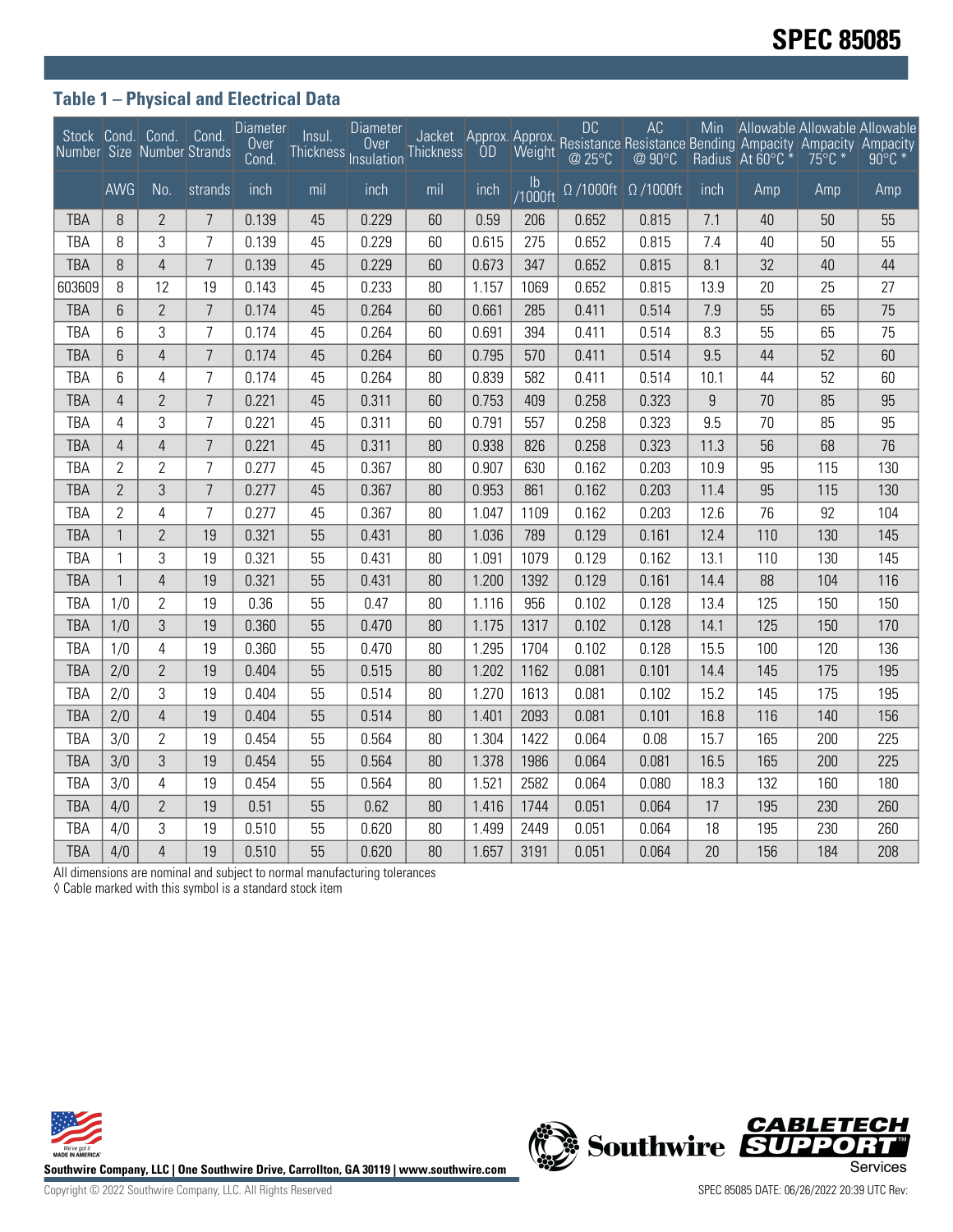### Table 1 – Physical and Electrical Data

| Stock Number | Cond. Size | Cond. Number | Cond. Strands | Diameter Over Cond. | Insul. Thickness | Diameter Over Insulation | Jacket Thickness | Approx. OD | Approx. Weight | DC Resistance @ 25°C | AC Resistance @ 90°C | Min Bending Radius | Allowable Ampacity At 60°C * | Allowable Ampacity 75°C * | Allowable Ampacity 90°C * |
|---|---|---|---|---|---|---|---|---|---|---|---|---|---|---|---|
| | AWG | No. | strands | inch | mil | inch | mil | inch | lb /1000ft | Ω /1000ft | Ω /1000ft | inch | Amp | Amp | Amp |
| TBA | 8 | 2 | 7 | 0.139 | 45 | 0.229 | 60 | 0.59 | 206 | 0.652 | 0.815 | 7.1 | 40 | 50 | 55 |
| TBA | 8 | 3 | 7 | 0.139 | 45 | 0.229 | 60 | 0.615 | 275 | 0.652 | 0.815 | 7.4 | 40 | 50 | 55 |
| TBA | 8 | 4 | 7 | 0.139 | 45 | 0.229 | 60 | 0.673 | 347 | 0.652 | 0.815 | 8.1 | 32 | 40 | 44 |
| 603609 | 8 | 12 | 19 | 0.143 | 45 | 0.233 | 80 | 1.157 | 1069 | 0.652 | 0.815 | 13.9 | 20 | 25 | 27 |
| TBA | 6 | 2 | 7 | 0.174 | 45 | 0.264 | 60 | 0.661 | 285 | 0.411 | 0.514 | 7.9 | 55 | 65 | 75 |
| TBA | 6 | 3 | 7 | 0.174 | 45 | 0.264 | 60 | 0.691 | 394 | 0.411 | 0.514 | 8.3 | 55 | 65 | 75 |
| TBA | 6 | 4 | 7 | 0.174 | 45 | 0.264 | 60 | 0.795 | 570 | 0.411 | 0.514 | 9.5 | 44 | 52 | 60 |
| TBA | 6 | 4 | 7 | 0.174 | 45 | 0.264 | 80 | 0.839 | 582 | 0.411 | 0.514 | 10.1 | 44 | 52 | 60 |
| TBA | 4 | 2 | 7 | 0.221 | 45 | 0.311 | 60 | 0.753 | 409 | 0.258 | 0.323 | 9 | 70 | 85 | 95 |
| TBA | 4 | 3 | 7 | 0.221 | 45 | 0.311 | 60 | 0.791 | 557 | 0.258 | 0.323 | 9.5 | 70 | 85 | 95 |
| TBA | 4 | 4 | 7 | 0.221 | 45 | 0.311 | 80 | 0.938 | 826 | 0.258 | 0.323 | 11.3 | 56 | 68 | 76 |
| TBA | 2 | 2 | 7 | 0.277 | 45 | 0.367 | 80 | 0.907 | 630 | 0.162 | 0.203 | 10.9 | 95 | 115 | 130 |
| TBA | 2 | 3 | 7 | 0.277 | 45 | 0.367 | 80 | 0.953 | 861 | 0.162 | 0.203 | 11.4 | 95 | 115 | 130 |
| TBA | 2 | 4 | 7 | 0.277 | 45 | 0.367 | 80 | 1.047 | 1109 | 0.162 | 0.203 | 12.6 | 76 | 92 | 104 |
| TBA | 1 | 2 | 19 | 0.321 | 55 | 0.431 | 80 | 1.036 | 789 | 0.129 | 0.161 | 12.4 | 110 | 130 | 145 |
| TBA | 1 | 3 | 19 | 0.321 | 55 | 0.431 | 80 | 1.091 | 1079 | 0.129 | 0.162 | 13.1 | 110 | 130 | 145 |
| TBA | 1 | 4 | 19 | 0.321 | 55 | 0.431 | 80 | 1.200 | 1392 | 0.129 | 0.161 | 14.4 | 88 | 104 | 116 |
| TBA | 1/0 | 2 | 19 | 0.36 | 55 | 0.47 | 80 | 1.116 | 956 | 0.102 | 0.128 | 13.4 | 125 | 150 | 150 |
| TBA | 1/0 | 3 | 19 | 0.360 | 55 | 0.470 | 80 | 1.175 | 1317 | 0.102 | 0.128 | 14.1 | 125 | 150 | 170 |
| TBA | 1/0 | 4 | 19 | 0.360 | 55 | 0.470 | 80 | 1.295 | 1704 | 0.102 | 0.128 | 15.5 | 100 | 120 | 136 |
| TBA | 2/0 | 2 | 19 | 0.404 | 55 | 0.515 | 80 | 1.202 | 1162 | 0.081 | 0.101 | 14.4 | 145 | 175 | 195 |
| TBA | 2/0 | 3 | 19 | 0.404 | 55 | 0.514 | 80 | 1.270 | 1613 | 0.081 | 0.102 | 15.2 | 145 | 175 | 195 |
| TBA | 2/0 | 4 | 19 | 0.404 | 55 | 0.514 | 80 | 1.401 | 2093 | 0.081 | 0.101 | 16.8 | 116 | 140 | 156 |
| TBA | 3/0 | 2 | 19 | 0.454 | 55 | 0.564 | 80 | 1.304 | 1422 | 0.064 | 0.08 | 15.7 | 165 | 200 | 225 |
| TBA | 3/0 | 3 | 19 | 0.454 | 55 | 0.564 | 80 | 1.378 | 1986 | 0.064 | 0.081 | 16.5 | 165 | 200 | 225 |
| TBA | 3/0 | 4 | 19 | 0.454 | 55 | 0.564 | 80 | 1.521 | 2582 | 0.064 | 0.080 | 18.3 | 132 | 160 | 180 |
| TBA | 4/0 | 2 | 19 | 0.51 | 55 | 0.62 | 80 | 1.416 | 1744 | 0.051 | 0.064 | 17 | 195 | 230 | 260 |
| TBA | 4/0 | 3 | 19 | 0.510 | 55 | 0.620 | 80 | 1.499 | 2449 | 0.051 | 0.064 | 18 | 195 | 230 | 260 |
| TBA | 4/0 | 4 | 19 | 0.510 | 55 | 0.620 | 80 | 1.657 | 3191 | 0.051 | 0.064 | 20 | 156 | 184 | 208 |

All dimensions are nominal and subject to normal manufacturing tolerances

◊ Cable marked with this symbol is a standard stock item